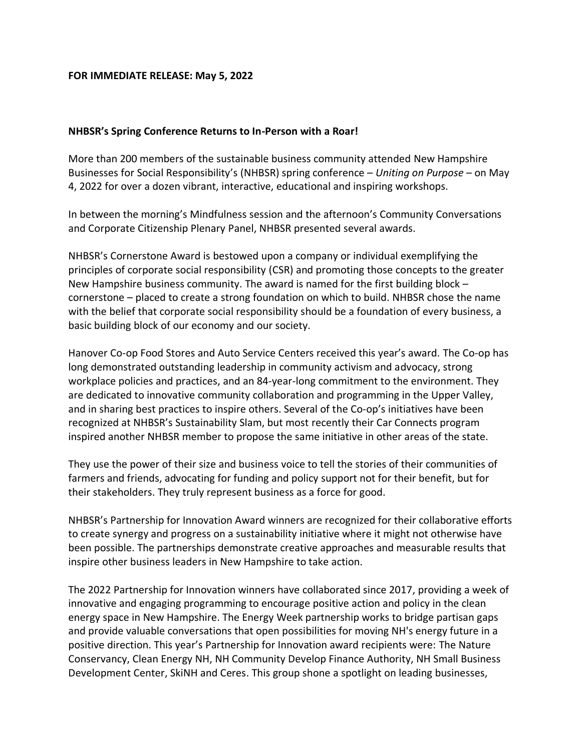**FOR IMMEDIATE RELEASE: May 5, 2022**

**NHBSR's Spring Conference Returns to In-Person with a Roar!**

More than 200 members of the sustainable business community attended New Hampshire Businesses for Social Responsibility's (NHBSR) spring conference – *Uniting on Purpose* – on May 4, 2022 for over a dozen vibrant, interactive, educational and inspiring workshops.

In between the morning's Mindfulness session and the afternoon's Community Conversations and Corporate Citizenship Plenary Panel, NHBSR presented several awards.

NHBSR's Cornerstone Award is bestowed upon a company or individual exemplifying the principles of corporate social responsibility (CSR) and promoting those concepts to the greater New Hampshire business community. The award is named for the first building block – cornerstone – placed to create a strong foundation on which to build. NHBSR chose the name with the belief that corporate social responsibility should be a foundation of every business, a basic building block of our economy and our society.

Hanover Co-op Food Stores and Auto Service Centers received this year's award. The Co-op has long demonstrated outstanding leadership in community activism and advocacy, strong workplace policies and practices, and an 84-year-long commitment to the environment. They are dedicated to innovative community collaboration and programming in the Upper Valley, and in sharing best practices to inspire others. Several of the Co-op's initiatives have been recognized at NHBSR's Sustainability Slam, but most recently their Car Connects program inspired another NHBSR member to propose the same initiative in other areas of the state.

They use the power of their size and business voice to tell the stories of their communities of farmers and friends, advocating for funding and policy support not for their benefit, but for their stakeholders. They truly represent business as a force for good.

NHBSR's Partnership for Innovation Award winners are recognized for their collaborative efforts to create synergy and progress on a sustainability initiative where it might not otherwise have been possible. The partnerships demonstrate creative approaches and measurable results that inspire other business leaders in New Hampshire to take action.

The 2022 Partnership for Innovation winners have collaborated since 2017, providing a week of innovative and engaging programming to encourage positive action and policy in the clean energy space in New Hampshire. The Energy Week partnership works to bridge partisan gaps and provide valuable conversations that open possibilities for moving NH's energy future in a positive direction. This year's Partnership for Innovation award recipients were: The Nature Conservancy, Clean Energy NH, NH Community Develop Finance Authority, NH Small Business Development Center, SkiNH and Ceres. This group shone a spotlight on leading businesses,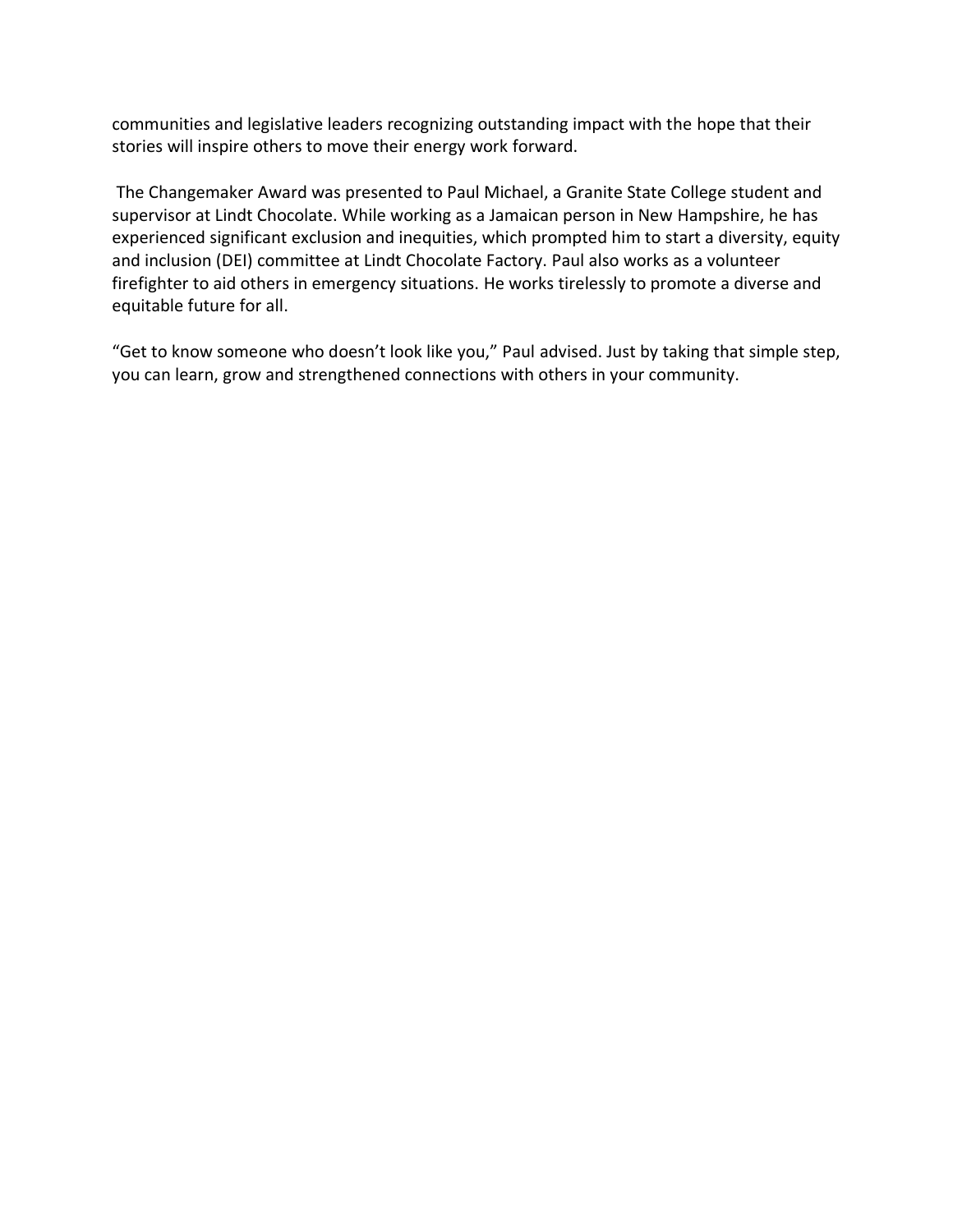communities and legislative leaders recognizing outstanding impact with the hope that their stories will inspire others to move their energy work forward.

The Changemaker Award was presented to Paul Michael, a Granite State College student and supervisor at Lindt Chocolate. While working as a Jamaican person in New Hampshire, he has experienced significant exclusion and inequities, which prompted him to start a diversity, equity and inclusion (DEI) committee at Lindt Chocolate Factory. Paul also works as a volunteer firefighter to aid others in emergency situations. He works tirelessly to promote a diverse and equitable future for all.

"Get to know someone who doesn't look like you," Paul advised. Just by taking that simple step, you can learn, grow and strengthened connections with others in your community.